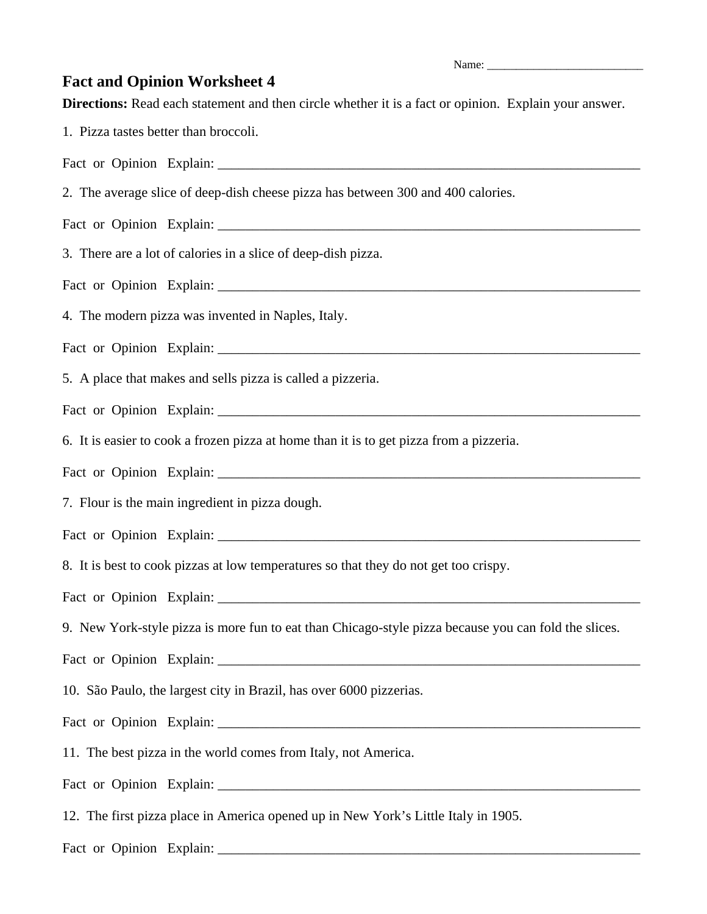Name: ___________________________

## Fact and Opinion Worksheet 4

**Directions:** Read each statement and then circle whether it is a fact or opinion. Explain your answer.

1. Pizza tastes better than broccoli.

Fact or Opinion Explain: ________________________________________________________________

2. The average slice of deep-dish cheese pizza has between 300 and 400 calories.

Fact or Opinion Explain: ________________________________________________________________

3. There are a lot of calories in a slice of deep-dish pizza.

Fact or Opinion Explain: ________________________________________________________________

4. The modern pizza was invented in Naples, Italy.

Fact or Opinion Explain: ________________________________________________________________

5. A place that makes and sells pizza is called a pizzeria.

Fact or Opinion Explain: ________________________________________________________________

6. It is easier to cook a frozen pizza at home than it is to get pizza from a pizzeria.

Fact or Opinion Explain: ________________________________________________________________

7. Flour is the main ingredient in pizza dough.

Fact or Opinion Explain: ________________________________________________________________

8. It is best to cook pizzas at low temperatures so that they do not get too crispy.

Fact or Opinion Explain: ________________________________________________________________

9. New York-style pizza is more fun to eat than Chicago-style pizza because you can fold the slices.

Fact or Opinion Explain: ________________________________________________________________

10. São Paulo, the largest city in Brazil, has over 6000 pizzerias.

Fact or Opinion Explain: ________________________________________________________________

11. The best pizza in the world comes from Italy, not America.

Fact or Opinion Explain: ________________________________________________________________

12. The first pizza place in America opened up in New York's Little Italy in 1905.

Fact or Opinion Explain: ________________________________________________________________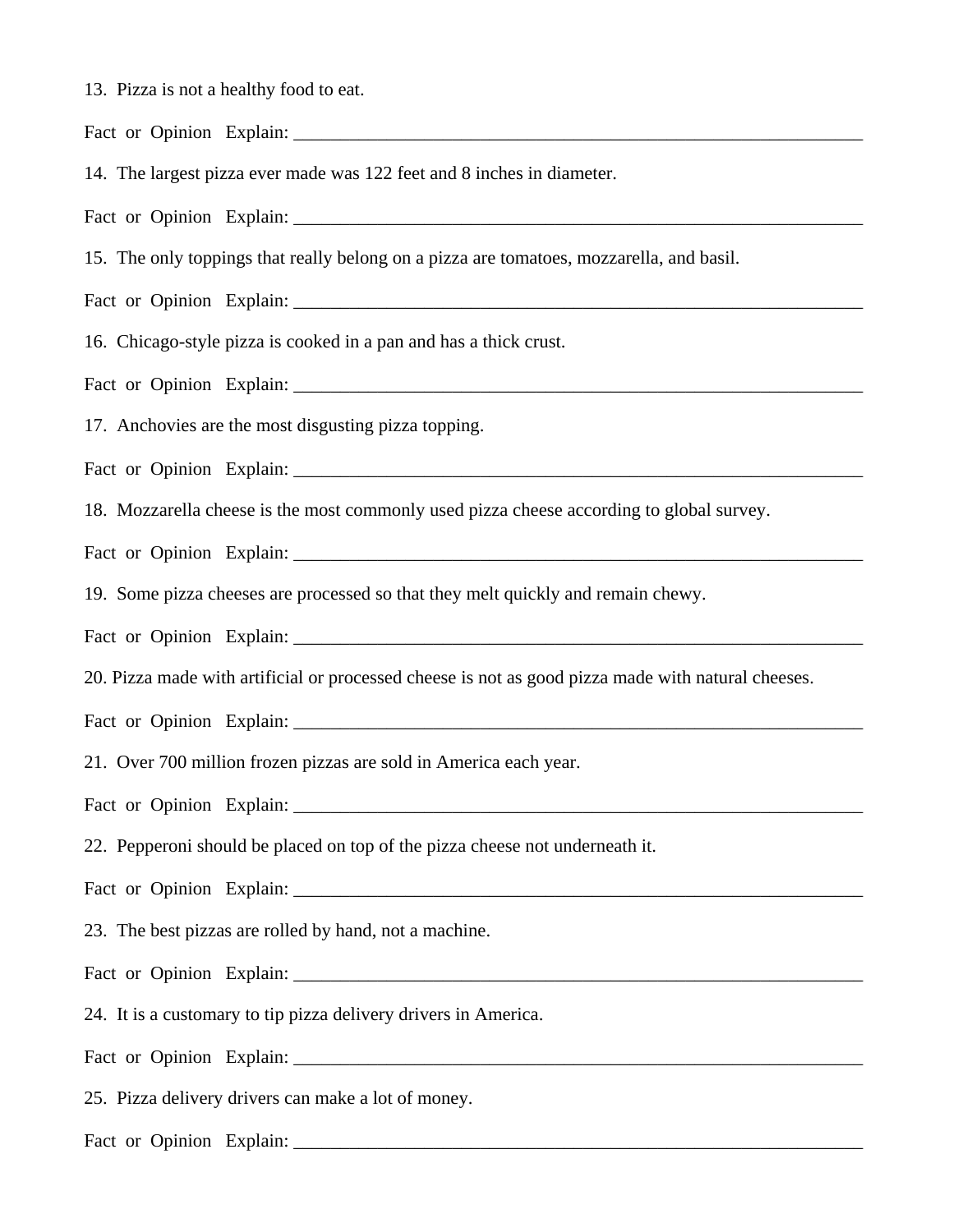13. Pizza is not a healthy food to eat.

Fact or Opinion Explain: ___________________________________________________________________

14. The largest pizza ever made was 122 feet and 8 inches in diameter.

Fact or Opinion Explain: ___________________________________________________________________

15. The only toppings that really belong on a pizza are tomatoes, mozzarella, and basil.

Fact or Opinion Explain: ___________________________________________________________________

16. Chicago-style pizza is cooked in a pan and has a thick crust.

Fact or Opinion Explain: ___________________________________________________________________

17. Anchovies are the most disgusting pizza topping.

Fact or Opinion Explain: ___________________________________________________________________

18. Mozzarella cheese is the most commonly used pizza cheese according to global survey.

Fact or Opinion Explain: ___________________________________________________________________

19. Some pizza cheeses are processed so that they melt quickly and remain chewy.

Fact or Opinion Explain: ___________________________________________________________________

20. Pizza made with artificial or processed cheese is not as good pizza made with natural cheeses.

Fact or Opinion Explain: ___________________________________________________________________

21. Over 700 million frozen pizzas are sold in America each year.

Fact or Opinion Explain: ___________________________________________________________________

22. Pepperoni should be placed on top of the pizza cheese not underneath it.

Fact or Opinion Explain: ___________________________________________________________________

23. The best pizzas are rolled by hand, not a machine.

Fact or Opinion Explain: ___________________________________________________________________

24. It is a customary to tip pizza delivery drivers in America.

Fact or Opinion Explain: ___________________________________________________________________

25. Pizza delivery drivers can make a lot of money.

Fact or Opinion Explain: ___________________________________________________________________